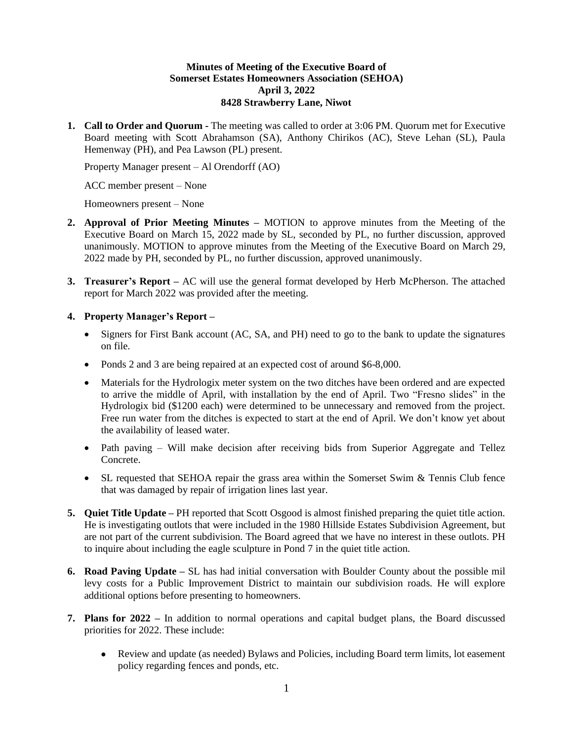**Minutes of Meeting of the Executive Board of**
**Somerset Estates Homeowners Association (SEHOA)**
**April 3, 2022**
**8428 Strawberry Lane, Niwot**

1. **Call to Order and Quorum -** The meeting was called to order at 3:06 PM. Quorum met for Executive Board meeting with Scott Abrahamson (SA), Anthony Chirikos (AC), Steve Lehan (SL), Paula Hemenway (PH), and Pea Lawson (PL) present.

   Property Manager present – Al Orendorff (AO)

   ACC member present – None

   Homeowners present – None

2. **Approval of Prior Meeting Minutes –** MOTION to approve minutes from the Meeting of the Executive Board on March 15, 2022 made by SL, seconded by PL, no further discussion, approved unanimously. MOTION to approve minutes from the Meeting of the Executive Board on March 29, 2022 made by PH, seconded by PL, no further discussion, approved unanimously.

3. **Treasurer's Report –** AC will use the general format developed by Herb McPherson. The attached report for March 2022 was provided after the meeting.

4. **Property Manager's Report –**
   - Signers for First Bank account (AC, SA, and PH) need to go to the bank to update the signatures on file.
   - Ponds 2 and 3 are being repaired at an expected cost of around $6-8,000.
   - Materials for the Hydrologix meter system on the two ditches have been ordered and are expected to arrive the middle of April, with installation by the end of April. Two "Fresno slides" in the Hydrologix bid ($1200 each) were determined to be unnecessary and removed from the project. Free run water from the ditches is expected to start at the end of April. We don't know yet about the availability of leased water.
   - Path paving – Will make decision after receiving bids from Superior Aggregate and Tellez Concrete.
   - SL requested that SEHOA repair the grass area within the Somerset Swim & Tennis Club fence that was damaged by repair of irrigation lines last year.

5. **Quiet Title Update –** PH reported that Scott Osgood is almost finished preparing the quiet title action. He is investigating outlots that were included in the 1980 Hillside Estates Subdivision Agreement, but are not part of the current subdivision. The Board agreed that we have no interest in these outlots. PH to inquire about including the eagle sculpture in Pond 7 in the quiet title action.

6. **Road Paving Update –** SL has had initial conversation with Boulder County about the possible mil levy costs for a Public Improvement District to maintain our subdivision roads. He will explore additional options before presenting to homeowners.

7. **Plans for 2022 –** In addition to normal operations and capital budget plans, the Board discussed priorities for 2022. These include:
   - Review and update (as needed) Bylaws and Policies, including Board term limits, lot easement policy regarding fences and ponds, etc.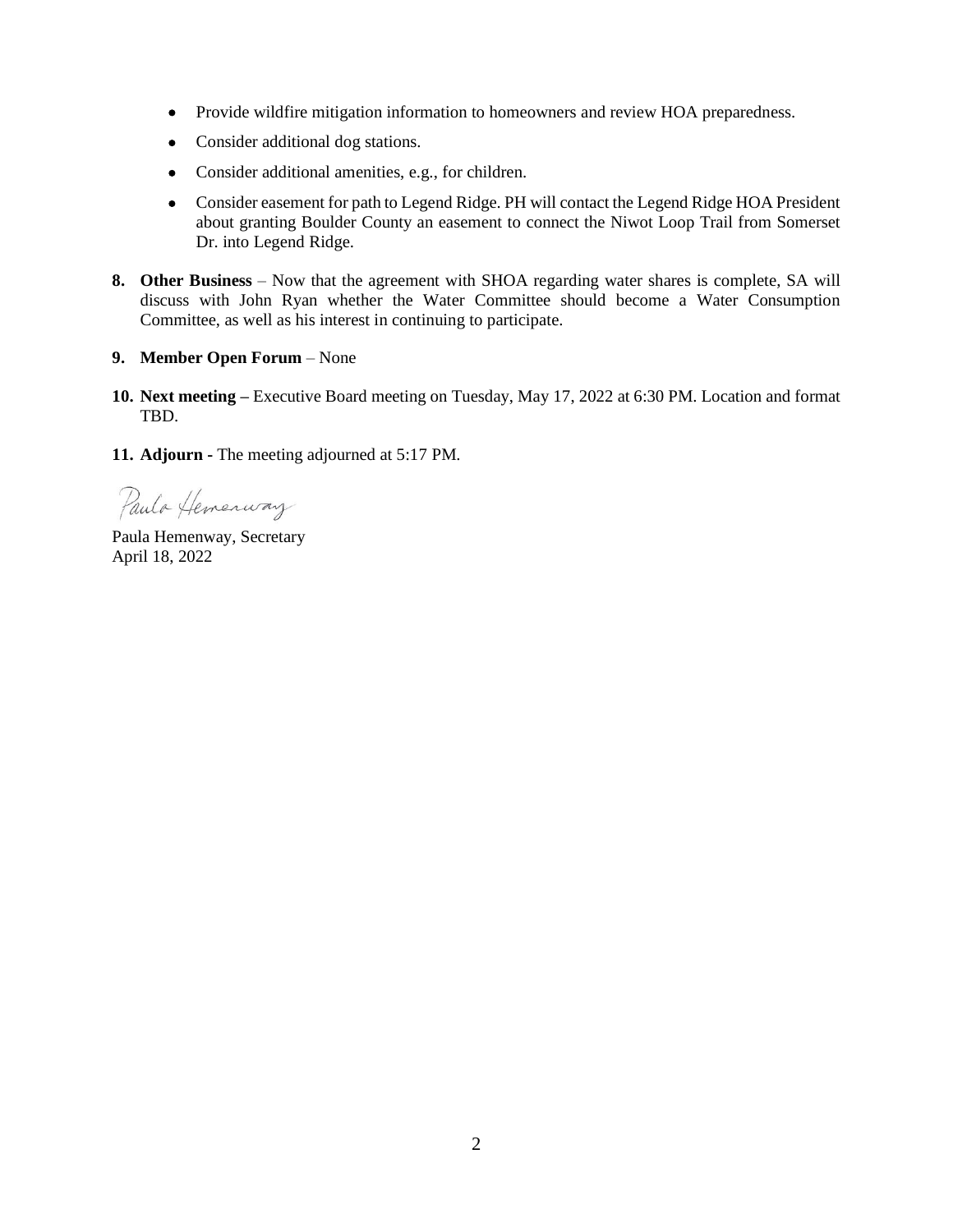- Provide wildfire mitigation information to homeowners and review HOA preparedness.
- Consider additional dog stations.
- Consider additional amenities, e.g., for children.
- Consider easement for path to Legend Ridge. PH will contact the Legend Ridge HOA President about granting Boulder County an easement to connect the Niwot Loop Trail from Somerset Dr. into Legend Ridge.

8. **Other Business** – Now that the agreement with SHOA regarding water shares is complete, SA will discuss with John Ryan whether the Water Committee should become a Water Consumption Committee, as well as his interest in continuing to participate.

9. **Member Open Forum** – None

10. **Next meeting –** Executive Board meeting on Tuesday, May 17, 2022 at 6:30 PM. Location and format TBD.

11. **Adjourn -** The meeting adjourned at 5:17 PM.

Paula Hemenway

Paula Hemenway, Secretary
April 18, 2022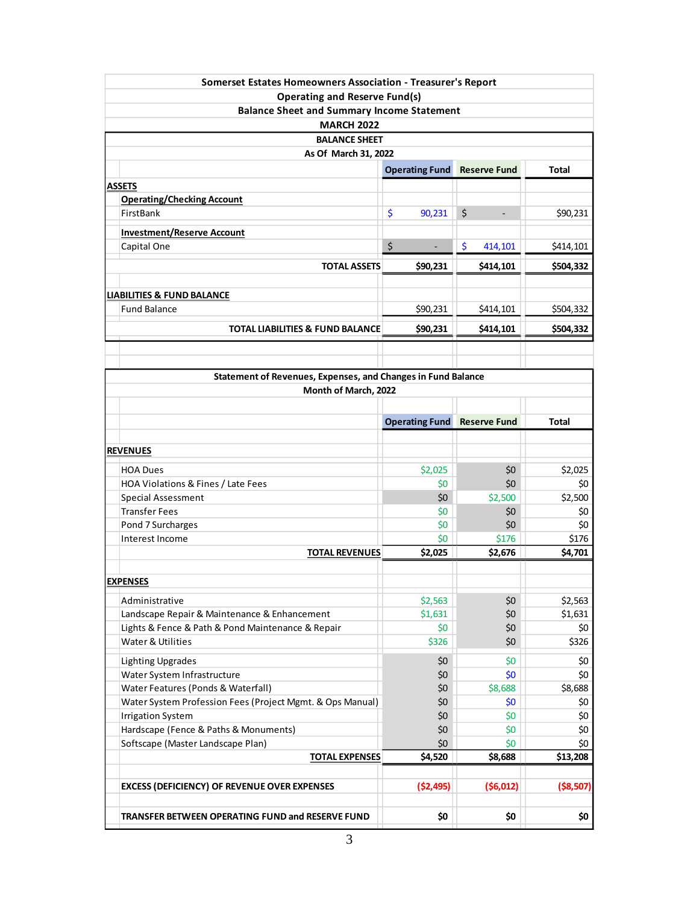# Somerset Estates Homeowners Association - Treasurer's Report

## Operating and Reserve Fund(s)

## Balance Sheet and Summary Income Statement

## MARCH 2022

### BALANCE SHEET

**As Of March 31, 2022**

| | Operating Fund | Reserve Fund | Total |
|---|---|---|---|
| **ASSETS** | | | |
| **Operating/Checking Account** | | | |
| FirstBank | $ 90,231 | $ - | $90,231 |
| **Investment/Reserve Account** | | | |
| Capital One | $ - | $ 414,101 | $414,101 |
| **TOTAL ASSETS** | **$90,231** | **$414,101** | **$504,332** |
| | | | |
| **LIABILITIES & FUND BALANCE** | | | |
| Fund Balance | $90,231 | $414,101 | $504,332 |
| **TOTAL LIABILITIES & FUND BALANCE** | **$90,231** | **$414,101** | **$504,332** |

### Statement of Revenues, Expenses, and Changes in Fund Balance

**Month of March, 2022**

| | Operating Fund | Reserve Fund | Total |
|---|---|---|---|
| **REVENUES** | | | |
| HOA Dues | $2,025 | $0 | $2,025 |
| HOA Violations & Fines / Late Fees | $0 | $0 | $0 |
| Special Assessment | $0 | $2,500 | $2,500 |
| Transfer Fees | $0 | $0 | $0 |
| Pond 7 Surcharges | $0 | $0 | $0 |
| Interest Income | $0 | $176 | $176 |
| **TOTAL REVENUES** | **$2,025** | **$2,676** | **$4,701** |
| | | | |
| **EXPENSES** | | | |
| Administrative | $2,563 | $0 | $2,563 |
| Landscape Repair & Maintenance & Enhancement | $1,631 | $0 | $1,631 |
| Lights & Fence & Path & Pond Maintenance & Repair | $0 | $0 | $0 |
| Water & Utilities | $326 | $0 | $326 |
| Lighting Upgrades | $0 | $0 | $0 |
| Water System Infrastructure | $0 | $0 | $0 |
| Water Features (Ponds & Waterfall) | $0 | $8,688 | $8,688 |
| Water System Profession Fees (Project Mgmt. & Ops Manual) | $0 | $0 | $0 |
| Irrigation System | $0 | $0 | $0 |
| Hardscape (Fence & Paths & Monuments) | $0 | $0 | $0 |
| Softscape (Master Landscape Plan) | $0 | $0 | $0 |
| **TOTAL EXPENSES** | **$4,520** | **$8,688** | **$13,208** |
| | | | |
| **EXCESS (DEFICIENCY) OF REVENUE OVER EXPENSES** | **($2,495)** | **($6,012)** | **($8,507)** |
| | | | |
| **TRANSFER BETWEEN OPERATING FUND and RESERVE FUND** | **$0** | **$0** | **$0** |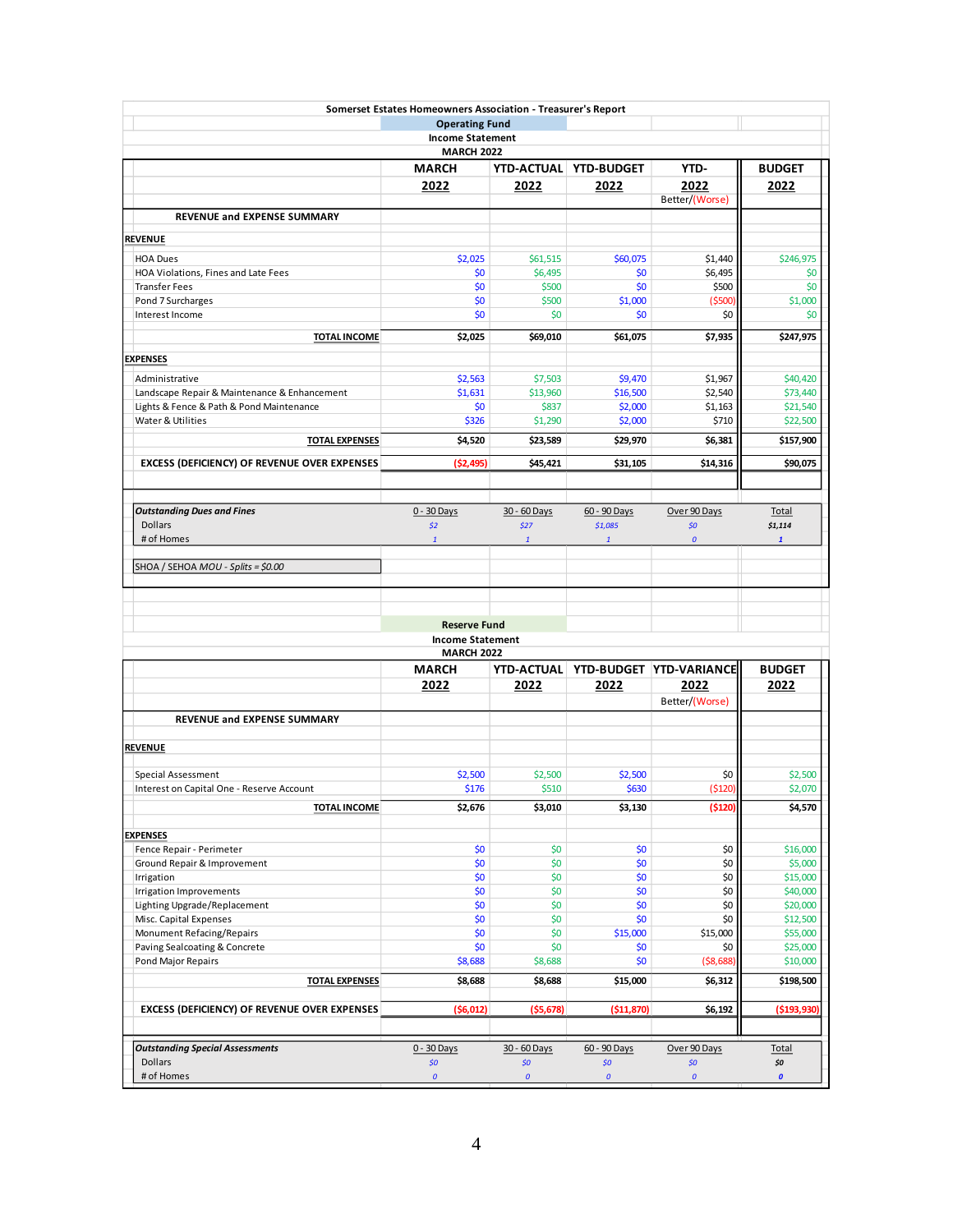# Somerset Estates Homeowners Association - Treasurer's Report

## Operating Fund

### Income Statement

### MARCH 2022

| | MARCH 2022 | YTD-ACTUAL 2022 | YTD-BUDGET 2022 | YTD- 2022 Better/(Worse) | BUDGET 2022 |
|---|---|---|---|---|---|
| **REVENUE and EXPENSE SUMMARY** | | | | | |
| **REVENUE** | | | | | |
| HOA Dues | $2,025 | $61,515 | $60,075 | $1,440 | $246,975 |
| HOA Violations, Fines and Late Fees | $0 | $6,495 | $0 | $6,495 | $0 |
| Transfer Fees | $0 | $500 | $0 | $500 | $0 |
| Pond 7 Surcharges | $0 | $500 | $1,000 | ($500) | $1,000 |
| Interest Income | $0 | $0 | $0 | $0 | $0 |
| TOTAL INCOME | $2,025 | $69,010 | $61,075 | $7,935 | $247,975 |
| **EXPENSES** | | | | | |
| Administrative | $2,563 | $7,503 | $9,470 | $1,967 | $40,420 |
| Landscape Repair & Maintenance & Enhancement | $1,631 | $13,960 | $16,500 | $2,540 | $73,440 |
| Lights & Fence & Path & Pond Maintenance | $0 | $837 | $2,000 | $1,163 | $21,540 |
| Water & Utilities | $326 | $1,290 | $2,000 | $710 | $22,500 |
| TOTAL EXPENSES | $4,520 | $23,589 | $29,970 | $6,381 | $157,900 |
| EXCESS (DEFICIENCY) OF REVENUE OVER EXPENSES | ($2,495) | $45,421 | $31,105 | $14,316 | $90,075 |

| *Outstanding Dues and Fines* | 0 - 30 Days | 30 - 60 Days | 60 - 90 Days | Over 90 Days | Total |
|---|---|---|---|---|---|
| Dollars | $2 | $27 | $1,085 | $0 | $1,114 |
| # of Homes | 1 | 1 | 1 | 0 | 1 |

*SHOA / SEHOA MOU - Splits = $0.00*

## Reserve Fund

### Income Statement

### MARCH 2022

| | MARCH 2022 | YTD-ACTUAL 2022 | YTD-BUDGET 2022 | YTD-VARIANCE 2022 Better/(Worse) | BUDGET 2022 |
|---|---|---|---|---|---|
| **REVENUE and EXPENSE SUMMARY** | | | | | |
| **REVENUE** | | | | | |
| Special Assessment | $2,500 | $2,500 | $2,500 | $0 | $2,500 |
| Interest on Capital One - Reserve Account | $176 | $510 | $630 | ($120) | $2,070 |
| TOTAL INCOME | $2,676 | $3,010 | $3,130 | ($120) | $4,570 |
| **EXPENSES** | | | | | |
| Fence Repair - Perimeter | $0 | $0 | $0 | $0 | $16,000 |
| Ground Repair & Improvement | $0 | $0 | $0 | $0 | $5,000 |
| Irrigation | $0 | $0 | $0 | $0 | $15,000 |
| Irrigation Improvements | $0 | $0 | $0 | $0 | $40,000 |
| Lighting Upgrade/Replacement | $0 | $0 | $0 | $0 | $20,000 |
| Misc. Capital Expenses | $0 | $0 | $0 | $0 | $12,500 |
| Monument Refacing/Repairs | $0 | $0 | $15,000 | $15,000 | $55,000 |
| Paving Sealcoating & Concrete | $0 | $0 | $0 | $0 | $25,000 |
| Pond Major Repairs | $8,688 | $8,688 | $0 | ($8,688) | $10,000 |
| TOTAL EXPENSES | $8,688 | $8,688 | $15,000 | $6,312 | $198,500 |
| EXCESS (DEFICIENCY) OF REVENUE OVER EXPENSES | ($6,012) | ($5,678) | ($11,870) | $6,192 | ($193,930) |

| *Outstanding Special Assessments* | 0 - 30 Days | 30 - 60 Days | 60 - 90 Days | Over 90 Days | Total |
|---|---|---|---|---|---|
| Dollars | $0 | $0 | $0 | $0 | $0 |
| # of Homes | 0 | 0 | 0 | 0 | 0 |